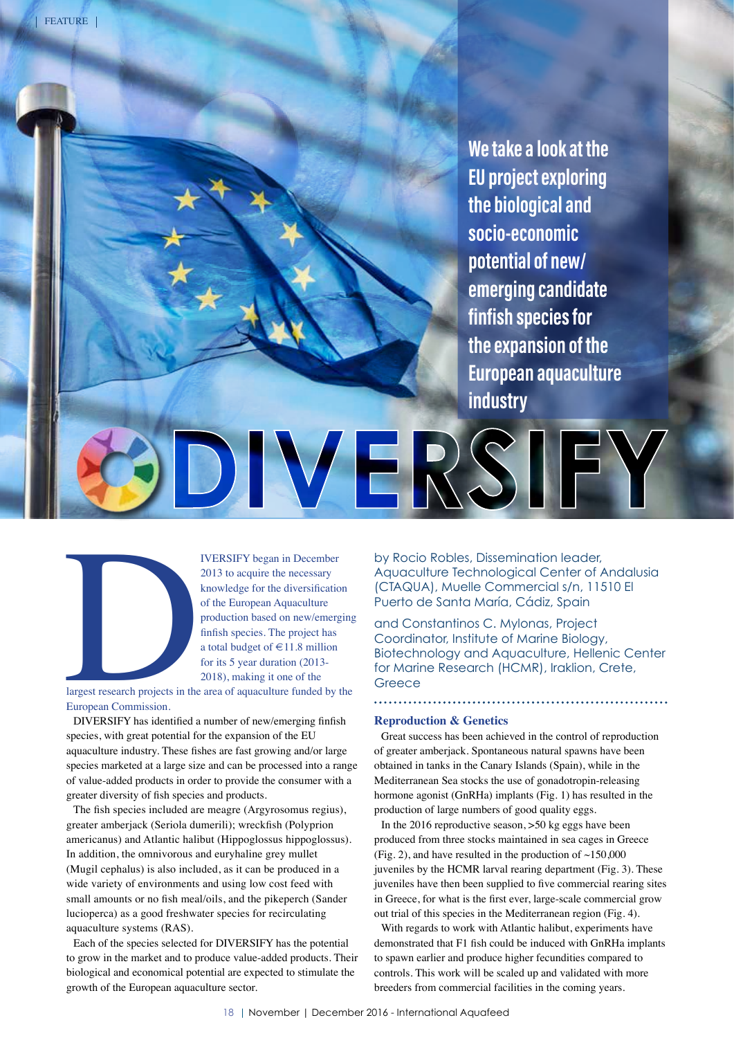# DIVERSIFY

**We take a look at the EU project exploring the biological and socio-economic potential of new/emerging candidate finfish species for the expansion of the European aquaculture industry**

by Rocio Robles, Dissemination leader, Aquaculture Technological Center of Andalusia (CTAQUA), Muelle Commercial s/n, 11510 El Puerto de Santa María, Cádiz, Spain

and Constantinos C. Mylonas, Project Coordinator, Institute of Marine Biology, Biotechnology and Aquaculture, Hellenic Center for Marine Research (HCMR), Iraklion, Crete, Greece

DIVERSIFY began in December 2013 to acquire the necessary knowledge for the diversification of the European Aquaculture production based on new/emerging finfish species. The project has a total budget of €11.8 million for its 5 year duration (2013-2018), making it one of the largest research projects in the area of aquaculture funded by the European Commission.

DIVERSIFY has identified a number of new/emerging finfish species, with great potential for the expansion of the EU aquaculture industry. These fishes are fast growing and/or large species marketed at a large size and can be processed into a range of value-added products in order to provide the consumer with a greater diversity of fish species and products.

The fish species included are meagre (Argyrosomus regius), greater amberjack (Seriola dumerili); wreckfish (Polyprion americanus) and Atlantic halibut (Hippoglossus hippoglossus). In addition, the omnivorous and euryhaline grey mullet (Mugil cephalus) is also included, as it can be produced in a wide variety of environments and using low cost feed with small amounts or no fish meal/oils, and the pikeperch (Sander lucioperca) as a good freshwater species for recirculating aquaculture systems (RAS).

Each of the species selected for DIVERSIFY has the potential to grow in the market and to produce value-added products. Their biological and economical potential are expected to stimulate the growth of the European aquaculture sector.

## Reproduction & Genetics

Great success has been achieved in the control of reproduction of greater amberjack. Spontaneous natural spawns have been obtained in tanks in the Canary Islands (Spain), while in the Mediterranean Sea stocks the use of gonadotropin-releasing hormone agonist (GnRHa) implants (Fig. 1) has resulted in the production of large numbers of good quality eggs.

In the 2016 reproductive season, >50 kg eggs have been produced from three stocks maintained in sea cages in Greece (Fig. 2), and have resulted in the production of ~150,000 juveniles by the HCMR larval rearing department (Fig. 3). These juveniles have then been supplied to five commercial rearing sites in Greece, for what is the first ever, large-scale commercial grow out trial of this species in the Mediterranean region (Fig. 4).

With regards to work with Atlantic halibut, experiments have demonstrated that F1 fish could be induced with GnRHa implants to spawn earlier and produce higher fecundities compared to controls. This work will be scaled up and validated with more breeders from commercial facilities in the coming years.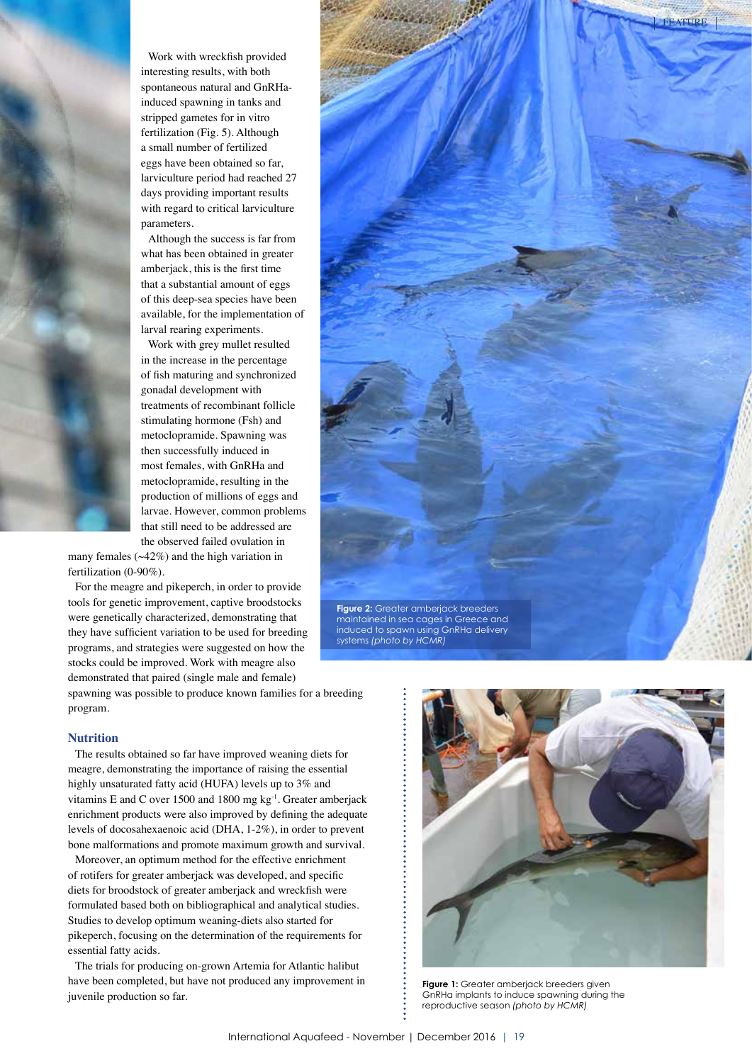Work with wreckfish provided interesting results, with both spontaneous natural and GnRHa-induced spawning in tanks and stripped gametes for in vitro fertilization (Fig. 5). Although a small number of fertilized eggs have been obtained so far, larviculture period had reached 27 days providing important results with regard to critical larviculture parameters.

Although the success is far from what has been obtained in greater amberjack, this is the first time that a substantial amount of eggs of this deep-sea species have been available, for the implementation of larval rearing experiments.

Work with grey mullet resulted in the increase in the percentage of fish maturing and synchronized gonadal development with treatments of recombinant follicle stimulating hormone (Fsh) and metoclopramide. Spawning was then successfully induced in most females, with GnRHa and metoclopramide, resulting in the production of millions of eggs and larvae. However, common problems that still need to be addressed are the observed failed ovulation in many females (~42%) and the high variation in fertilization (0-90%).

For the meagre and pikeperch, in order to provide tools for genetic improvement, captive broodstocks were genetically characterized, demonstrating that they have sufficient variation to be used for breeding programs, and strategies were suggested on how the stocks could be improved. Work with meagre also demonstrated that paired (single male and female) spawning was possible to produce known families for a breeding program.

## Nutrition

The results obtained so far have improved weaning diets for meagre, demonstrating the importance of raising the essential highly unsaturated fatty acid (HUFA) levels up to 3% and vitamins E and C over 1500 and 1800 mg kg$^{-1}$. Greater amberjack enrichment products were also improved by defining the adequate levels of docosahexaenoic acid (DHA, 1-2%), in order to prevent bone malformations and promote maximum growth and survival.

Moreover, an optimum method for the effective enrichment of rotifers for greater amberjack was developed, and specific diets for broodstock of greater amberjack and wreckfish were formulated based both on bibliographical and analytical studies. Studies to develop optimum weaning-diets also started for pikeperch, focusing on the determination of the requirements for essential fatty acids.

The trials for producing on-grown Artemia for Atlantic halibut have been completed, but have not produced any improvement in juvenile production so far.

**Figure 2:** Greater amberjack breeders maintained in sea cages in Greece and induced to spawn using GnRHa delivery systems *(photo by HCMR)*

**Figure 1:** Greater amberjack breeders given GnRHa implants to induce spawning during the reproductive season *(photo by HCMR)*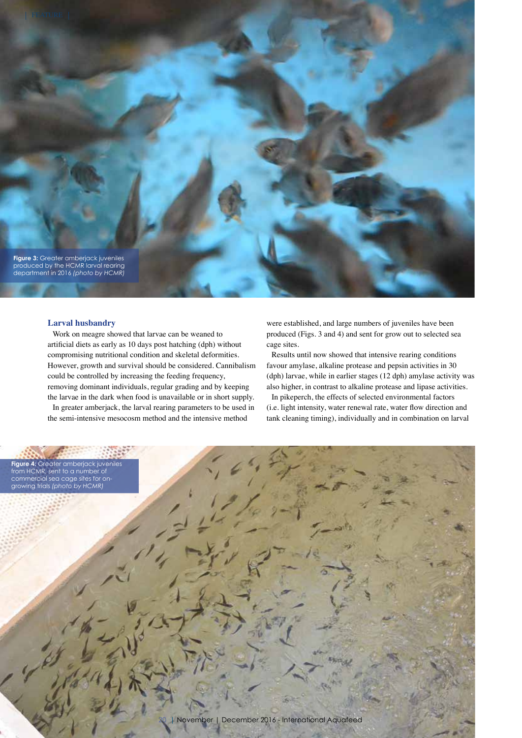Figure 3: Greater amberjack juveniles produced by the HCMR larval rearing department in 2016 *(photo by HCMR)*

### Larval husbandry

Work on meagre showed that larvae can be weaned to artificial diets as early as 10 days post hatching (dph) without compromising nutritional condition and skeletal deformities. However, growth and survival should be considered. Cannibalism could be controlled by increasing the feeding frequency, removing dominant individuals, regular grading and by keeping the larvae in the dark when food is unavailable or in short supply.

In greater amberjack, the larval rearing parameters to be used in the semi-intensive mesocosm method and the intensive method were established, and large numbers of juveniles have been produced (Figs. 3 and 4) and sent for grow out to selected sea cage sites.

Results until now showed that intensive rearing conditions favour amylase, alkaline protease and pepsin activities in 30 (dph) larvae, while in earlier stages (12 dph) amylase activity was also higher, in contrast to alkaline protease and lipase activities.

In pikeperch, the effects of selected environmental factors (i.e. light intensity, water renewal rate, water flow direction and tank cleaning timing), individually and in combination on larval

Figure 4: Greater amberjack juveniles from HCMR, sent to a number of commercial sea cage sites for on-growing trials *(photo by HCMR)*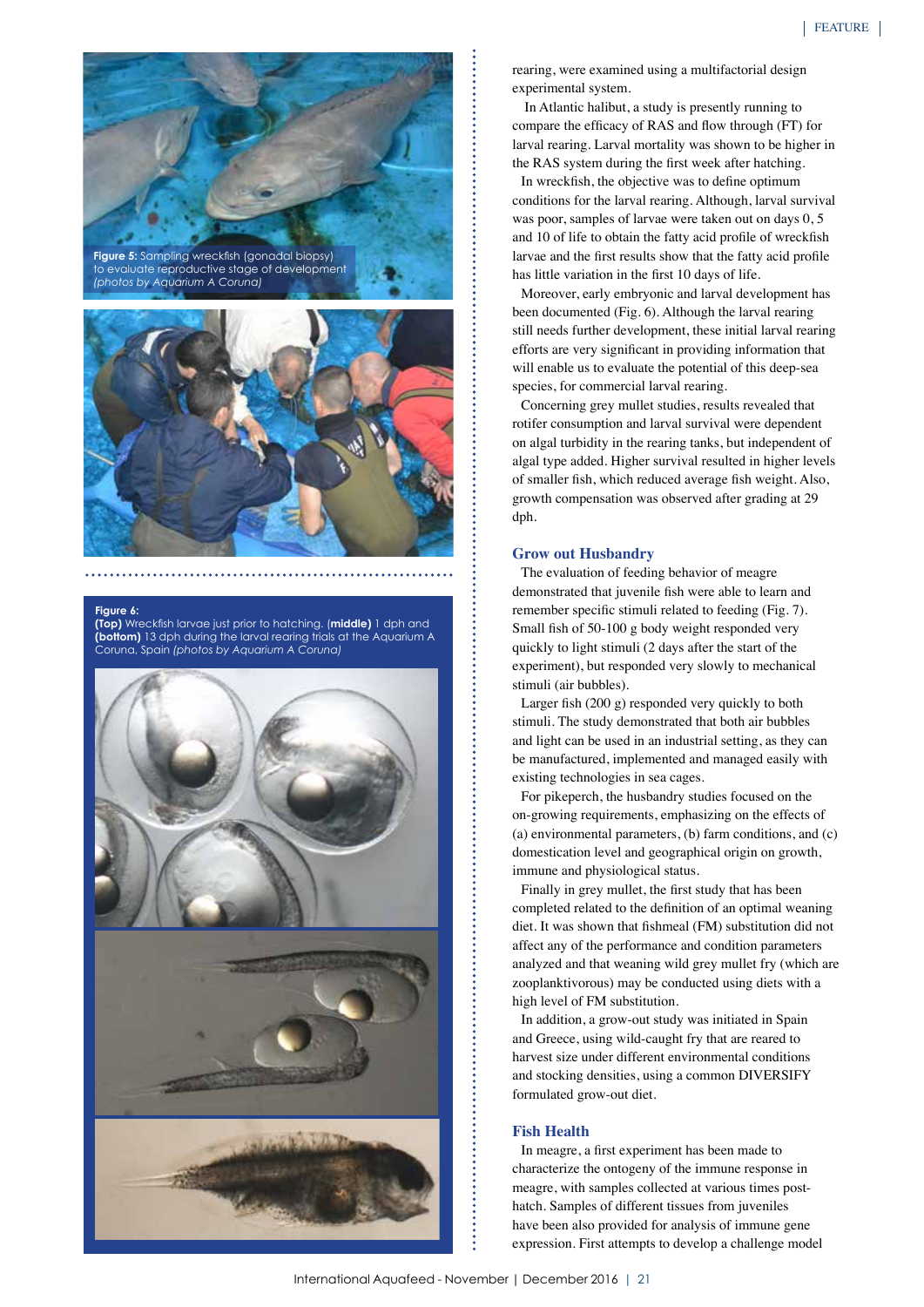**Figure 5:** Sampling wreckfish (gonadal biopsy) to evaluate reproductive stage of development *(photos by Aquarium A Coruna)*

**Figure 6:**
**(Top)** Wreckfish larvae just prior to hatching. **(middle)** 1 dph and **(bottom)** 13 dph during the larval rearing trials at the Aquarium A Coruna, Spain *(photos by Aquarium A Coruna)*

rearing, were examined using a multifactorial design experimental system.

In Atlantic halibut, a study is presently running to compare the efficacy of RAS and flow through (FT) for larval rearing. Larval mortality was shown to be higher in the RAS system during the first week after hatching.

In wreckfish, the objective was to define optimum conditions for the larval rearing. Although, larval survival was poor, samples of larvae were taken out on days 0, 5 and 10 of life to obtain the fatty acid profile of wreckfish larvae and the first results show that the fatty acid profile has little variation in the first 10 days of life.

Moreover, early embryonic and larval development has been documented (Fig. 6). Although the larval rearing still needs further development, these initial larval rearing efforts are very significant in providing information that will enable us to evaluate the potential of this deep-sea species, for commercial larval rearing.

Concerning grey mullet studies, results revealed that rotifer consumption and larval survival were dependent on algal turbidity in the rearing tanks, but independent of algal type added. Higher survival resulted in higher levels of smaller fish, which reduced average fish weight. Also, growth compensation was observed after grading at 29 dph.

## Grow out Husbandry

The evaluation of feeding behavior of meagre demonstrated that juvenile fish were able to learn and remember specific stimuli related to feeding (Fig. 7). Small fish of 50-100 g body weight responded very quickly to light stimuli (2 days after the start of the experiment), but responded very slowly to mechanical stimuli (air bubbles).

Larger fish (200 g) responded very quickly to both stimuli. The study demonstrated that both air bubbles and light can be used in an industrial setting, as they can be manufactured, implemented and managed easily with existing technologies in sea cages.

For pikeperch, the husbandry studies focused on the on-growing requirements, emphasizing on the effects of (a) environmental parameters, (b) farm conditions, and (c) domestication level and geographical origin on growth, immune and physiological status.

Finally in grey mullet, the first study that has been completed related to the definition of an optimal weaning diet. It was shown that fishmeal (FM) substitution did not affect any of the performance and condition parameters analyzed and that weaning wild grey mullet fry (which are zooplanktivorous) may be conducted using diets with a high level of FM substitution.

In addition, a grow-out study was initiated in Spain and Greece, using wild-caught fry that are reared to harvest size under different environmental conditions and stocking densities, using a common DIVERSIFY formulated grow-out diet.

## Fish Health

In meagre, a first experiment has been made to characterize the ontogeny of the immune response in meagre, with samples collected at various times post-hatch. Samples of different tissues from juveniles have been also provided for analysis of immune gene expression. First attempts to develop a challenge model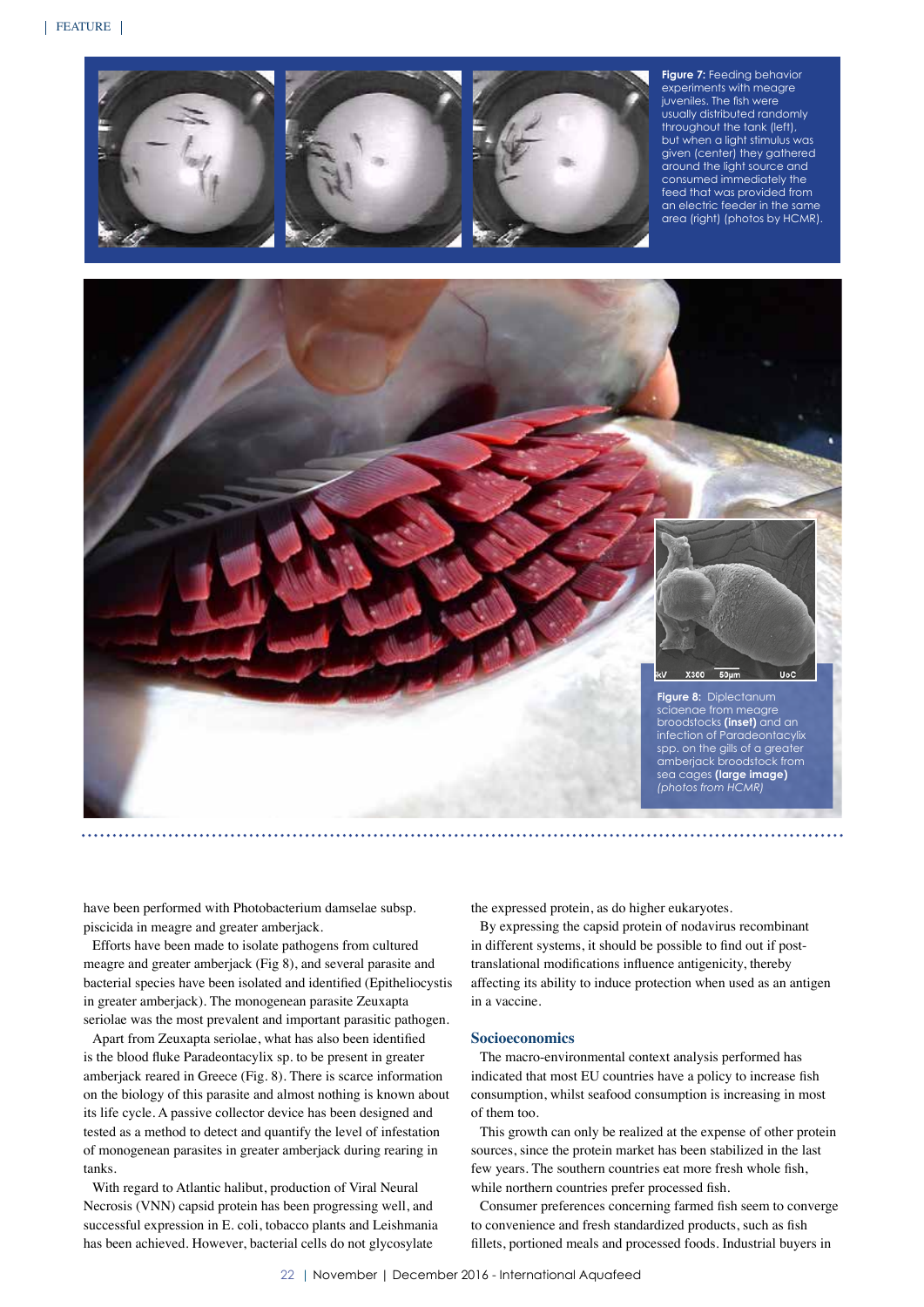Figure 7: Feeding behavior experiments with meagre juveniles. The fish were usually distributed randomly throughout the tank (left), but when a light stimulus was given (center) they gathered around the light source and consumed immediately the feed that was provided from an electric feeder in the same area (right) (photos by HCMR).

Figure 8: Diplectanum sciaenae from meagre broodstocks **(inset)** and an infection of Paradeontacylix spp. on the gills of a greater amberjack broodstock from sea cages **(large image)** *(photos from HCMR)*

have been performed with Photobacterium damselae subsp. piscicida in meagre and greater amberjack.

Efforts have been made to isolate pathogens from cultured meagre and greater amberjack (Fig 8), and several parasite and bacterial species have been isolated and identified (Epitheliocystis in greater amberjack). The monogenean parasite Zeuxapta seriolae was the most prevalent and important parasitic pathogen.

Apart from Zeuxapta seriolae, what has also been identified is the blood fluke Paradeontacylix sp. to be present in greater amberjack reared in Greece (Fig. 8). There is scarce information on the biology of this parasite and almost nothing is known about its life cycle. A passive collector device has been designed and tested as a method to detect and quantify the level of infestation of monogenean parasites in greater amberjack during rearing in tanks.

With regard to Atlantic halibut, production of Viral Neural Necrosis (VNN) capsid protein has been progressing well, and successful expression in E. coli, tobacco plants and Leishmania has been achieved. However, bacterial cells do not glycosylate the expressed protein, as do higher eukaryotes.

By expressing the capsid protein of nodavirus recombinant in different systems, it should be possible to find out if post-translational modifications influence antigenicity, thereby affecting its ability to induce protection when used as an antigen in a vaccine.

### Socioeconomics

The macro-environmental context analysis performed has indicated that most EU countries have a policy to increase fish consumption, whilst seafood consumption is increasing in most of them too.

This growth can only be realized at the expense of other protein sources, since the protein market has been stabilized in the last few years. The southern countries eat more fresh whole fish, while northern countries prefer processed fish.

Consumer preferences concerning farmed fish seem to converge to convenience and fresh standardized products, such as fish fillets, portioned meals and processed foods. Industrial buyers in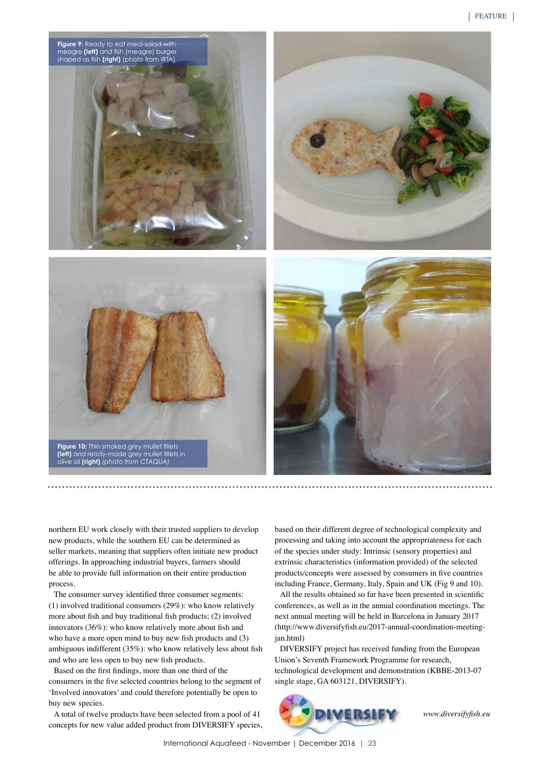Figure 9: Ready to eat meal-salad with meagre **(left)** and fish (meagre) burger shaped as fish **(right)** (photo from IRTA)

Figure 10: Thin smoked grey mullet fillets **(left)** and ready-made grey mullet fillets in olive oil **(right)** *(photo from CTAQUA)*

northern EU work closely with their trusted suppliers to develop new products, while the southern EU can be determined as seller markets, meaning that suppliers often initiate new product offerings. In approaching industrial buyers, farmers should be able to provide full information on their entire production process.

The consumer survey identified three consumer segments: (1) involved traditional consumers (29%): who know relatively more about fish and buy traditional fish products; (2) involved innovators (36%): who know relatively more about fish and who have a more open mind to buy new fish products and (3) ambiguous indifferent (35%): who know relatively less about fish and who are less open to buy new fish products.

Based on the first findings, more than one third of the consumers in the five selected countries belong to the segment of 'Involved innovators' and could therefore potentially be open to buy new species.

A total of twelve products have been selected from a pool of 41 concepts for new value added product from DIVERSIFY species, based on their different degree of technological complexity and processing and taking into account the appropriateness for each of the species under study: Intrinsic (sensory properties) and extrinsic characteristics (information provided) of the selected products/concepts were assessed by consumers in five countries including France, Germany, Italy, Spain and UK (Fig 9 and 10).

All the results obtained so far have been presented in scientific conferences, as well as in the annual coordination meetings. The next annual meeting will be held in Barcelona in January 2017 (http://www.diversifyfish.eu/2017-annual-coordination-meeting-jan.html)

DIVERSIFY project has received funding from the European Union's Seventh Framework Programme for research, technological development and demonstration (KBBE-2013-07 single stage, GA 603121, DIVERSIFY).

*www.diversifyfish.eu*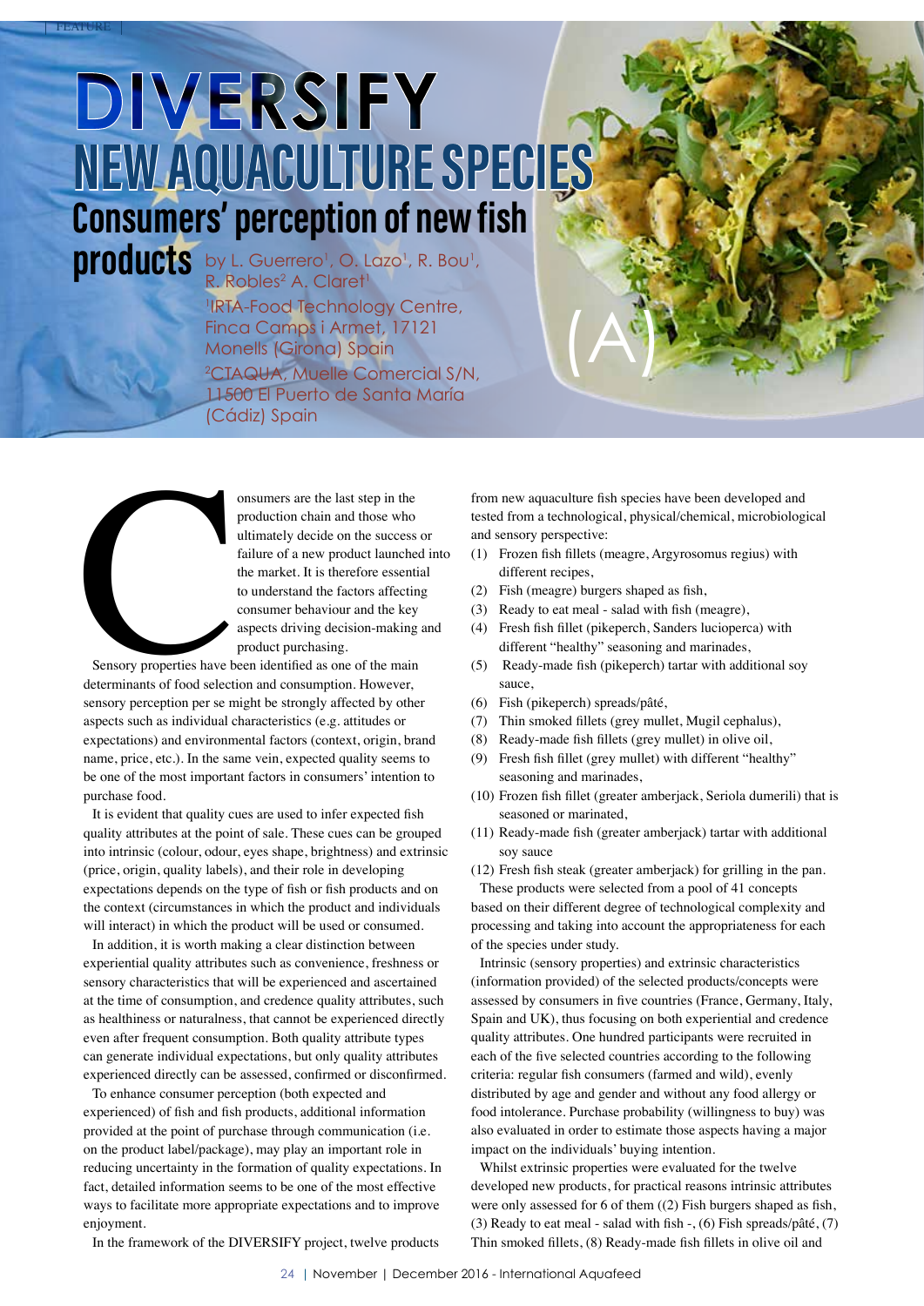# DIVERSIFY

## NEW AQUACULTURE SPECIES

## Consumers' perception of new fish products

by L. Guerrero[1], O. Lazo[1], R. Bou[1], R. Robles[2] A. Claret[1]

[1]IRTA-Food Technology Centre, Finca Camps i Armet, 17121 Monells (Girona) Spain

[2]CTAQUA, Muelle Comercial S/N, 11500 El Puerto de Santa María (Cádiz) Spain

(A)

Consumers are the last step in the production chain and those who ultimately decide on the success or failure of a new product launched into the market. It is therefore essential to understand the factors affecting consumer behaviour and the key aspects driving decision-making and product purchasing.

Sensory properties have been identified as one of the main determinants of food selection and consumption. However, sensory perception per se might be strongly affected by other aspects such as individual characteristics (e.g. attitudes or expectations) and environmental factors (context, origin, brand name, price, etc.). In the same vein, expected quality seems to be one of the most important factors in consumers' intention to purchase food.

It is evident that quality cues are used to infer expected fish quality attributes at the point of sale. These cues can be grouped into intrinsic (colour, odour, eyes shape, brightness) and extrinsic (price, origin, quality labels), and their role in developing expectations depends on the type of fish or fish products and on the context (circumstances in which the product and individuals will interact) in which the product will be used or consumed.

In addition, it is worth making a clear distinction between experiential quality attributes such as convenience, freshness or sensory characteristics that will be experienced and ascertained at the time of consumption, and credence quality attributes, such as healthiness or naturalness, that cannot be experienced directly even after frequent consumption. Both quality attribute types can generate individual expectations, but only quality attributes experienced directly can be assessed, confirmed or disconfirmed.

To enhance consumer perception (both expected and experienced) of fish and fish products, additional information provided at the point of purchase through communication (i.e. on the product label/package), may play an important role in reducing uncertainty in the formation of quality expectations. In fact, detailed information seems to be one of the most effective ways to facilitate more appropriate expectations and to improve enjoyment.

In the framework of the DIVERSIFY project, twelve products from new aquaculture fish species have been developed and tested from a technological, physical/chemical, microbiological and sensory perspective:

(1) Frozen fish fillets (meagre, Argyrosomus regius) with different recipes,
(2) Fish (meagre) burgers shaped as fish,
(3) Ready to eat meal - salad with fish (meagre),
(4) Fresh fish fillet (pikeperch, Sanders lucioperca) with different "healthy" seasoning and marinades,
(5) Ready-made fish (pikeperch) tartar with additional soy sauce,
(6) Fish (pikeperch) spreads/pâté,
(7) Thin smoked fillets (grey mullet, Mugil cephalus),
(8) Ready-made fish fillets (grey mullet) in olive oil,
(9) Fresh fish fillet (grey mullet) with different "healthy" seasoning and marinades,
(10) Frozen fish fillet (greater amberjack, Seriola dumerili) that is seasoned or marinated,
(11) Ready-made fish (greater amberjack) tartar with additional soy sauce
(12) Fresh fish steak (greater amberjack) for grilling in the pan.

These products were selected from a pool of 41 concepts based on their different degree of technological complexity and processing and taking into account the appropriateness for each of the species under study.

Intrinsic (sensory properties) and extrinsic characteristics (information provided) of the selected products/concepts were assessed by consumers in five countries (France, Germany, Italy, Spain and UK), thus focusing on both experiential and credence quality attributes. One hundred participants were recruited in each of the five selected countries according to the following criteria: regular fish consumers (farmed and wild), evenly distributed by age and gender and without any food allergy or food intolerance. Purchase probability (willingness to buy) was also evaluated in order to estimate those aspects having a major impact on the individuals' buying intention.

Whilst extrinsic properties were evaluated for the twelve developed new products, for practical reasons intrinsic attributes were only assessed for 6 of them ((2) Fish burgers shaped as fish, (3) Ready to eat meal - salad with fish -, (6) Fish spreads/pâté, (7) Thin smoked fillets, (8) Ready-made fish fillets in olive oil and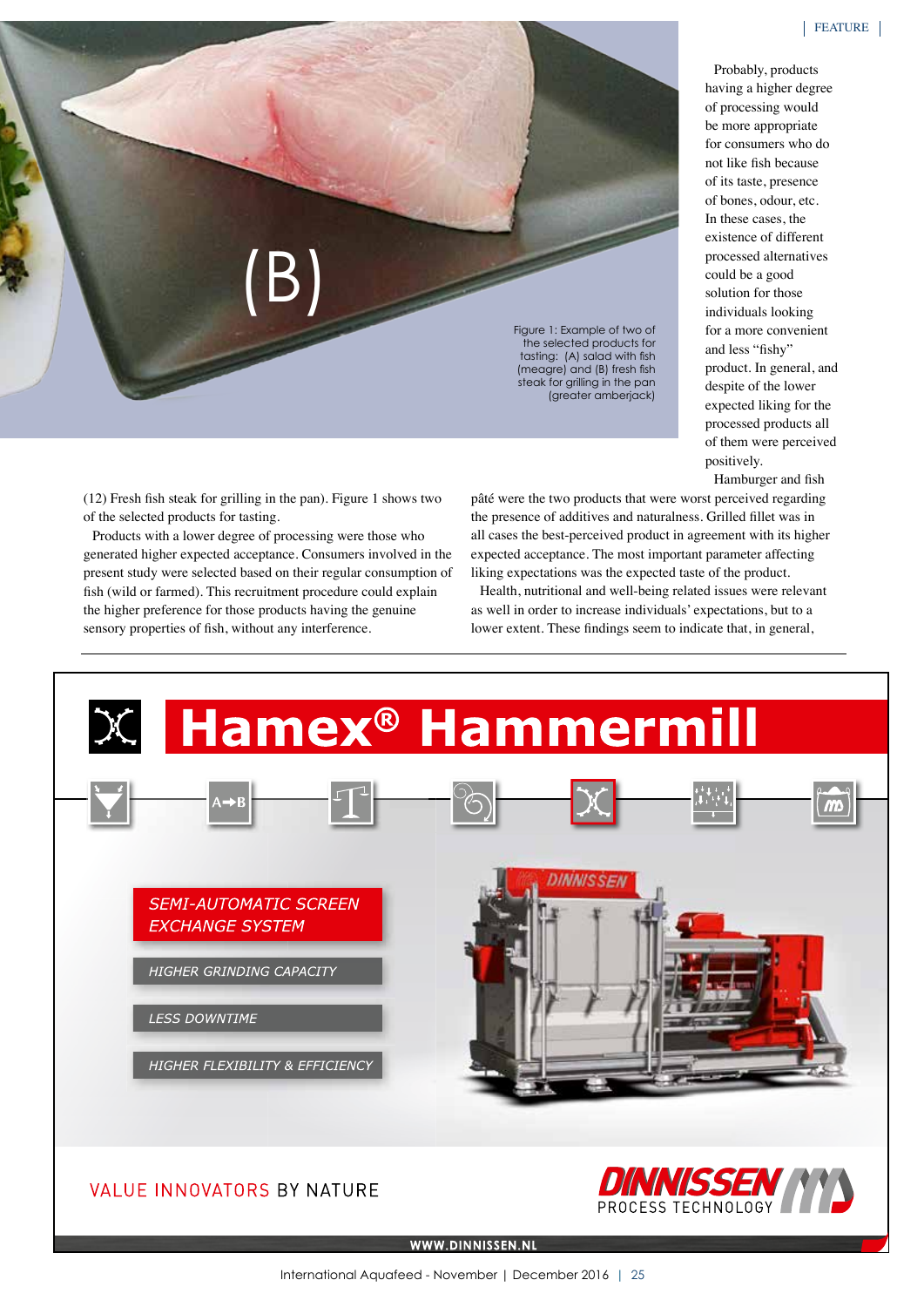Figure 1: Example of two of the selected products for tasting: (A) salad with fish (meagre) and (B) fresh fish steak for grilling in the pan (greater amberjack)

(12) Fresh fish steak for grilling in the pan). Figure 1 shows two of the selected products for tasting.

Products with a lower degree of processing were those who generated higher expected acceptance. Consumers involved in the present study were selected based on their regular consumption of fish (wild or farmed). This recruitment procedure could explain the higher preference for those products having the genuine sensory properties of fish, without any interference.

Probably, products having a higher degree of processing would be more appropriate for consumers who do not like fish because of its taste, presence of bones, odour, etc. In these cases, the existence of different processed alternatives could be a good solution for those individuals looking for a more convenient and less "fishy" product. In general, and despite of the lower expected liking for the processed products all of them were perceived positively.

Hamburger and fish pâté were the two products that were worst perceived regarding the presence of additives and naturalness. Grilled fillet was in all cases the best-perceived product in agreement with its higher expected acceptance. The most important parameter affecting liking expectations was the expected taste of the product.

Health, nutritional and well-being related issues were relevant as well in order to increase individuals' expectations, but to a lower extent. These findings seem to indicate that, in general,

---

# Hamex® Hammermill

SEMI-AUTOMATIC SCREEN EXCHANGE SYSTEM

HIGHER GRINDING CAPACITY

LESS DOWNTIME

HIGHER FLEXIBILITY & EFFICIENCY

VALUE INNOVATORS BY NATURE

DINNISSEN PROCESS TECHNOLOGY

WWW.DINNISSEN.NL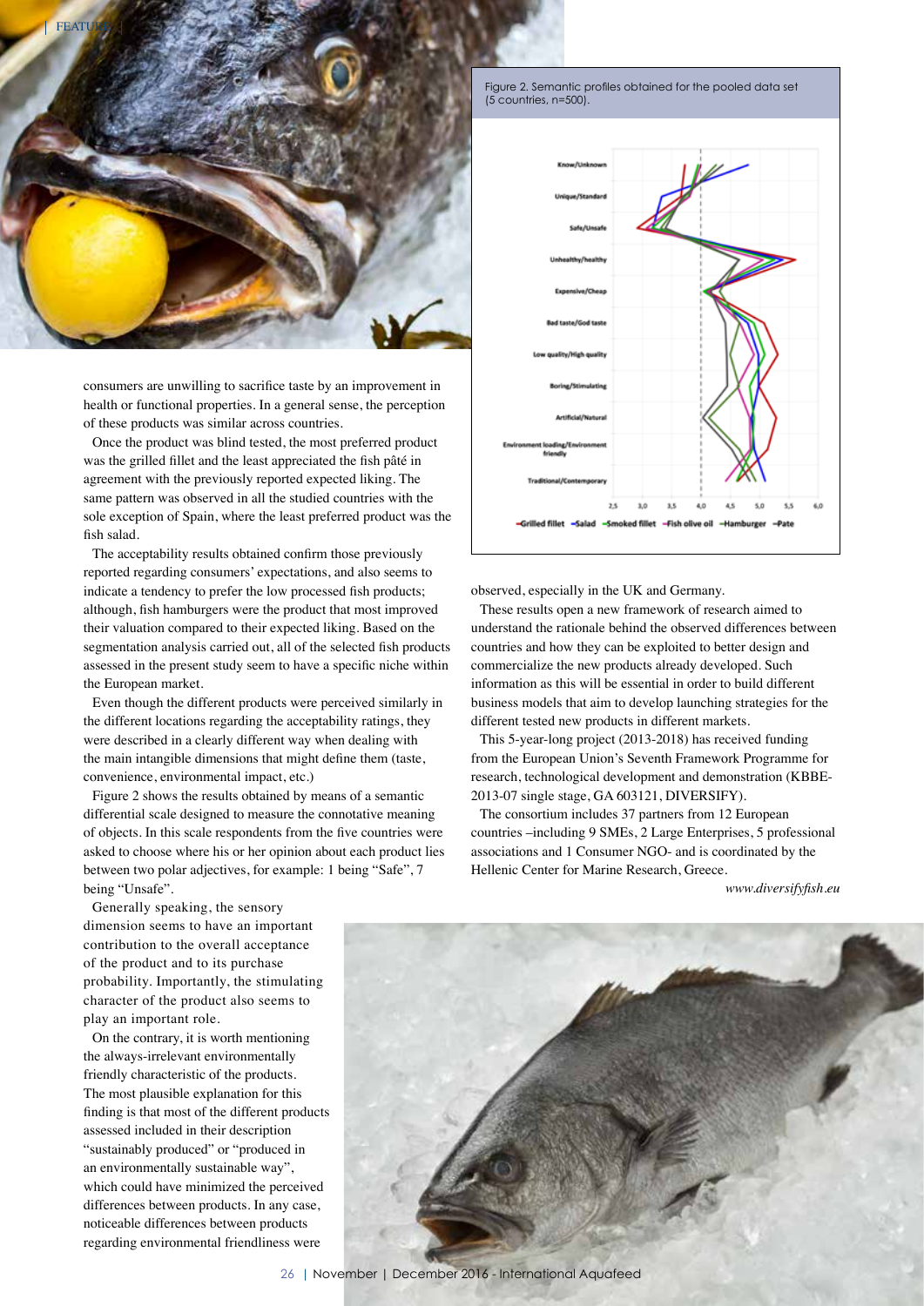consumers are unwilling to sacrifice taste by an improvement in health or functional properties. In a general sense, the perception of these products was similar across countries.

Once the product was blind tested, the most preferred product was the grilled fillet and the least appreciated the fish pâté in agreement with the previously reported expected liking. The same pattern was observed in all the studied countries with the sole exception of Spain, where the least preferred product was the fish salad.

The acceptability results obtained confirm those previously reported regarding consumers' expectations, and also seems to indicate a tendency to prefer the low processed fish products; although, fish hamburgers were the product that most improved their valuation compared to their expected liking. Based on the segmentation analysis carried out, all of the selected fish products assessed in the present study seem to have a specific niche within the European market.

Even though the different products were perceived similarly in the different locations regarding the acceptability ratings, they were described in a clearly different way when dealing with the main intangible dimensions that might define them (taste, convenience, environmental impact, etc.)

Figure 2 shows the results obtained by means of a semantic differential scale designed to measure the connotative meaning of objects. In this scale respondents from the five countries were asked to choose where his or her opinion about each product lies between two polar adjectives, for example: 1 being "Safe", 7 being "Unsafe".

Generally speaking, the sensory dimension seems to have an important contribution to the overall acceptance of the product and to its purchase probability. Importantly, the stimulating character of the product also seems to play an important role.

On the contrary, it is worth mentioning the always-irrelevant environmentally friendly characteristic of the products. The most plausible explanation for this finding is that most of the different products assessed included in their description "sustainably produced" or "produced in an environmentally sustainable way", which could have minimized the perceived differences between products. In any case, noticeable differences between products regarding environmental friendliness were observed, especially in the UK and Germany.

Figure 2. Semantic profiles obtained for the pooled data set (5 countries, n=500).

Know/Unknown
Unique/Standard
Safe/Unsafe
Unhealthy/healthy
Expensive/Cheap
Bad taste/God taste
Low quality/High quality
Boring/Stimulating
Artificial/Natural
Environment loading/Environment friendly
Traditional/Contemporary

2,5 3,0 3,5 4,0 4,5 5,0 5,5 6,0

Grilled fillet, Salad, Smoked fillet, Fish olive oil, Hamburger, Pate

These results open a new framework of research aimed to understand the rationale behind the observed differences between countries and how they can be exploited to better design and commercialize the new products already developed. Such information as this will be essential in order to build different business models that aim to develop launching strategies for the different tested new products in different markets.

This 5-year-long project (2013-2018) has received funding from the European Union's Seventh Framework Programme for research, technological development and demonstration (KBBE-2013-07 single stage, GA 603121, DIVERSIFY).

The consortium includes 37 partners from 12 European countries –including 9 SMEs, 2 Large Enterprises, 5 professional associations and 1 Consumer NGO- and is coordinated by the Hellenic Center for Marine Research, Greece.

*www.diversifyfish.eu*